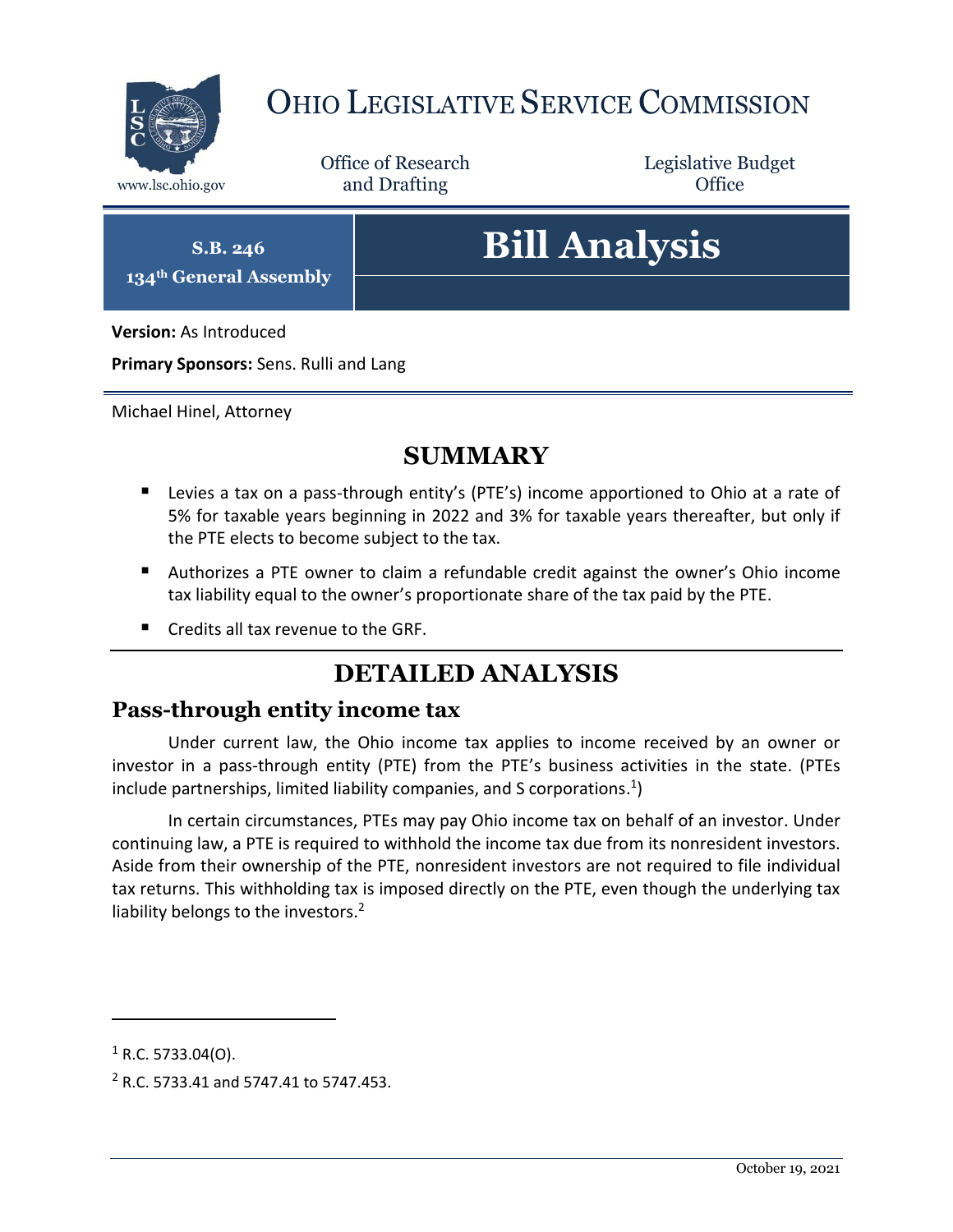# Ohio Legislative Service Commission

www.lsc.ohio.gov

Office of Research and Drafting

Legislative Budget Office

**S.B. 246**
**134th General Assembly**

# Bill Analysis

**Version:** As Introduced

**Primary Sponsors:** Sens. Rulli and Lang

Michael Hinel, Attorney

## SUMMARY

- Levies a tax on a pass-through entity's (PTE's) income apportioned to Ohio at a rate of 5% for taxable years beginning in 2022 and 3% for taxable years thereafter, but only if the PTE elects to become subject to the tax.
- Authorizes a PTE owner to claim a refundable credit against the owner's Ohio income tax liability equal to the owner's proportionate share of the tax paid by the PTE.
- Credits all tax revenue to the GRF.

## DETAILED ANALYSIS

### Pass-through entity income tax

Under current law, the Ohio income tax applies to income received by an owner or investor in a pass-through entity (PTE) from the PTE's business activities in the state. (PTEs include partnerships, limited liability companies, and S corporations.[1])

In certain circumstances, PTEs may pay Ohio income tax on behalf of an investor. Under continuing law, a PTE is required to withhold the income tax due from its nonresident investors. Aside from their ownership of the PTE, nonresident investors are not required to file individual tax returns. This withholding tax is imposed directly on the PTE, even though the underlying tax liability belongs to the investors.[2]

---

[1] R.C. 5733.04(O).

[2] R.C. 5733.41 and 5747.41 to 5747.453.

October 19, 2021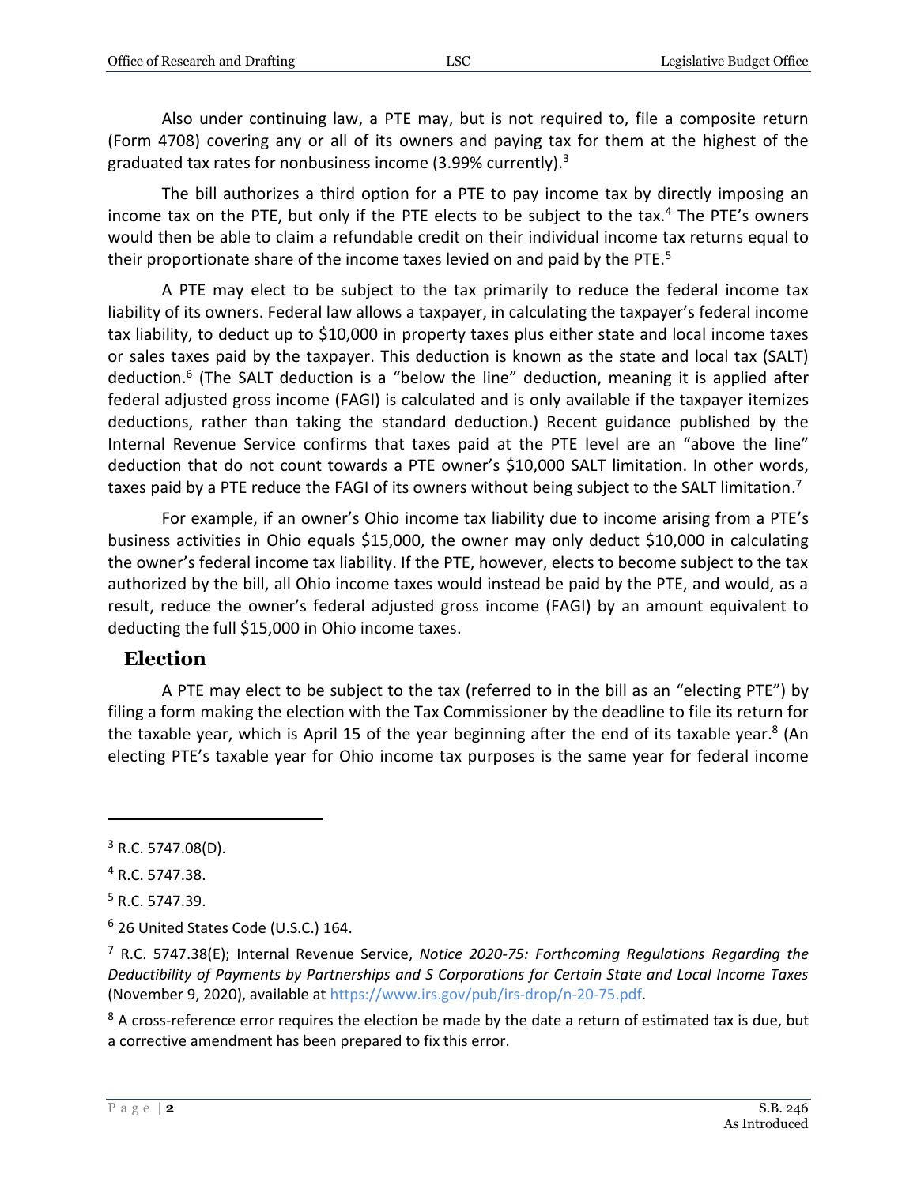Also under continuing law, a PTE may, but is not required to, file a composite return (Form 4708) covering any or all of its owners and paying tax for them at the highest of the graduated tax rates for nonbusiness income (3.99% currently).[3]

The bill authorizes a third option for a PTE to pay income tax by directly imposing an income tax on the PTE, but only if the PTE elects to be subject to the tax.[4] The PTE's owners would then be able to claim a refundable credit on their individual income tax returns equal to their proportionate share of the income taxes levied on and paid by the PTE.[5]

A PTE may elect to be subject to the tax primarily to reduce the federal income tax liability of its owners. Federal law allows a taxpayer, in calculating the taxpayer's federal income tax liability, to deduct up to $10,000 in property taxes plus either state and local income taxes or sales taxes paid by the taxpayer. This deduction is known as the state and local tax (SALT) deduction.[6] (The SALT deduction is a "below the line" deduction, meaning it is applied after federal adjusted gross income (FAGI) is calculated and is only available if the taxpayer itemizes deductions, rather than taking the standard deduction.) Recent guidance published by the Internal Revenue Service confirms that taxes paid at the PTE level are an "above the line" deduction that do not count towards a PTE owner's $10,000 SALT limitation. In other words, taxes paid by a PTE reduce the FAGI of its owners without being subject to the SALT limitation.[7]

For example, if an owner's Ohio income tax liability due to income arising from a PTE's business activities in Ohio equals $15,000, the owner may only deduct $10,000 in calculating the owner's federal income tax liability. If the PTE, however, elects to become subject to the tax authorized by the bill, all Ohio income taxes would instead be paid by the PTE, and would, as a result, reduce the owner's federal adjusted gross income (FAGI) by an amount equivalent to deducting the full $15,000 in Ohio income taxes.

## Election

A PTE may elect to be subject to the tax (referred to in the bill as an "electing PTE") by filing a form making the election with the Tax Commissioner by the deadline to file its return for the taxable year, which is April 15 of the year beginning after the end of its taxable year.[8] (An electing PTE's taxable year for Ohio income tax purposes is the same year for federal income

---

[3] R.C. 5747.08(D).

[4] R.C. 5747.38.

[5] R.C. 5747.39.

[6] 26 United States Code (U.S.C.) 164.

[7] R.C. 5747.38(E); Internal Revenue Service, *Notice 2020-75: Forthcoming Regulations Regarding the Deductibility of Payments by Partnerships and S Corporations for Certain State and Local Income Taxes* (November 9, 2020), available at https://www.irs.gov/pub/irs-drop/n-20-75.pdf.

[8] A cross-reference error requires the election be made by the date a return of estimated tax is due, but a corrective amendment has been prepared to fix this error.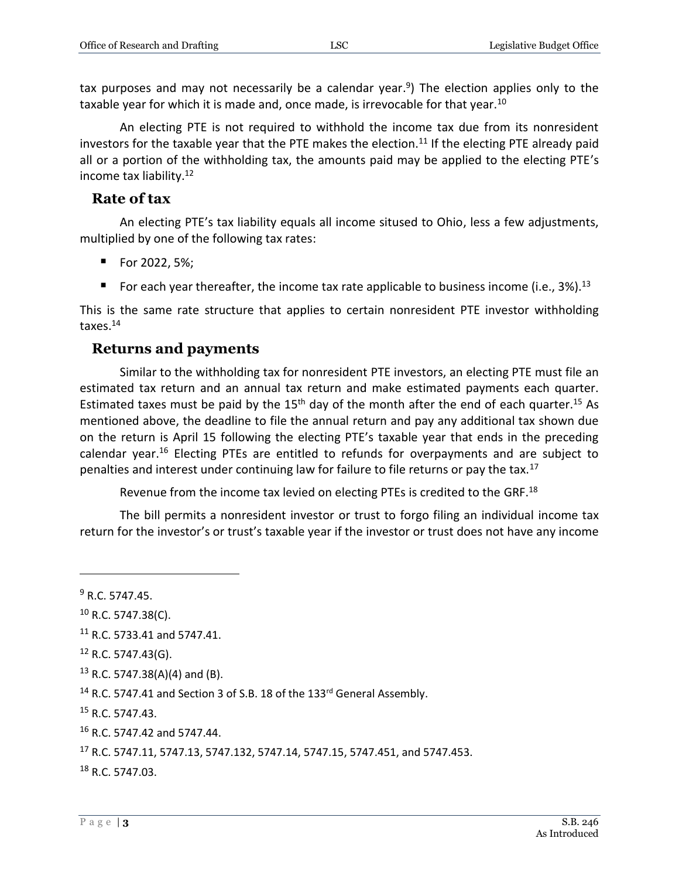tax purposes and may not necessarily be a calendar year.[9]) The election applies only to the taxable year for which it is made and, once made, is irrevocable for that year.[10]

An electing PTE is not required to withhold the income tax due from its nonresident investors for the taxable year that the PTE makes the election.[11] If the electing PTE already paid all or a portion of the withholding tax, the amounts paid may be applied to the electing PTE's income tax liability.[12]

## Rate of tax

An electing PTE's tax liability equals all income sitused to Ohio, less a few adjustments, multiplied by one of the following tax rates:

- For 2022, 5%;
- For each year thereafter, the income tax rate applicable to business income (i.e., 3%).[13]

This is the same rate structure that applies to certain nonresident PTE investor withholding taxes.[14]

## Returns and payments

Similar to the withholding tax for nonresident PTE investors, an electing PTE must file an estimated tax return and an annual tax return and make estimated payments each quarter. Estimated taxes must be paid by the 15th day of the month after the end of each quarter.[15] As mentioned above, the deadline to file the annual return and pay any additional tax shown due on the return is April 15 following the electing PTE's taxable year that ends in the preceding calendar year.[16] Electing PTEs are entitled to refunds for overpayments and are subject to penalties and interest under continuing law for failure to file returns or pay the tax.[17]

Revenue from the income tax levied on electing PTEs is credited to the GRF.[18]

The bill permits a nonresident investor or trust to forgo filing an individual income tax return for the investor's or trust's taxable year if the investor or trust does not have any income

---

[9] R.C. 5747.45.

[10] R.C. 5747.38(C).

[11] R.C. 5733.41 and 5747.41.

[12] R.C. 5747.43(G).

[13] R.C. 5747.38(A)(4) and (B).

[14] R.C. 5747.41 and Section 3 of S.B. 18 of the 133rd General Assembly.

[15] R.C. 5747.43.

[16] R.C. 5747.42 and 5747.44.

[17] R.C. 5747.11, 5747.13, 5747.132, 5747.14, 5747.15, 5747.451, and 5747.453.

[18] R.C. 5747.03.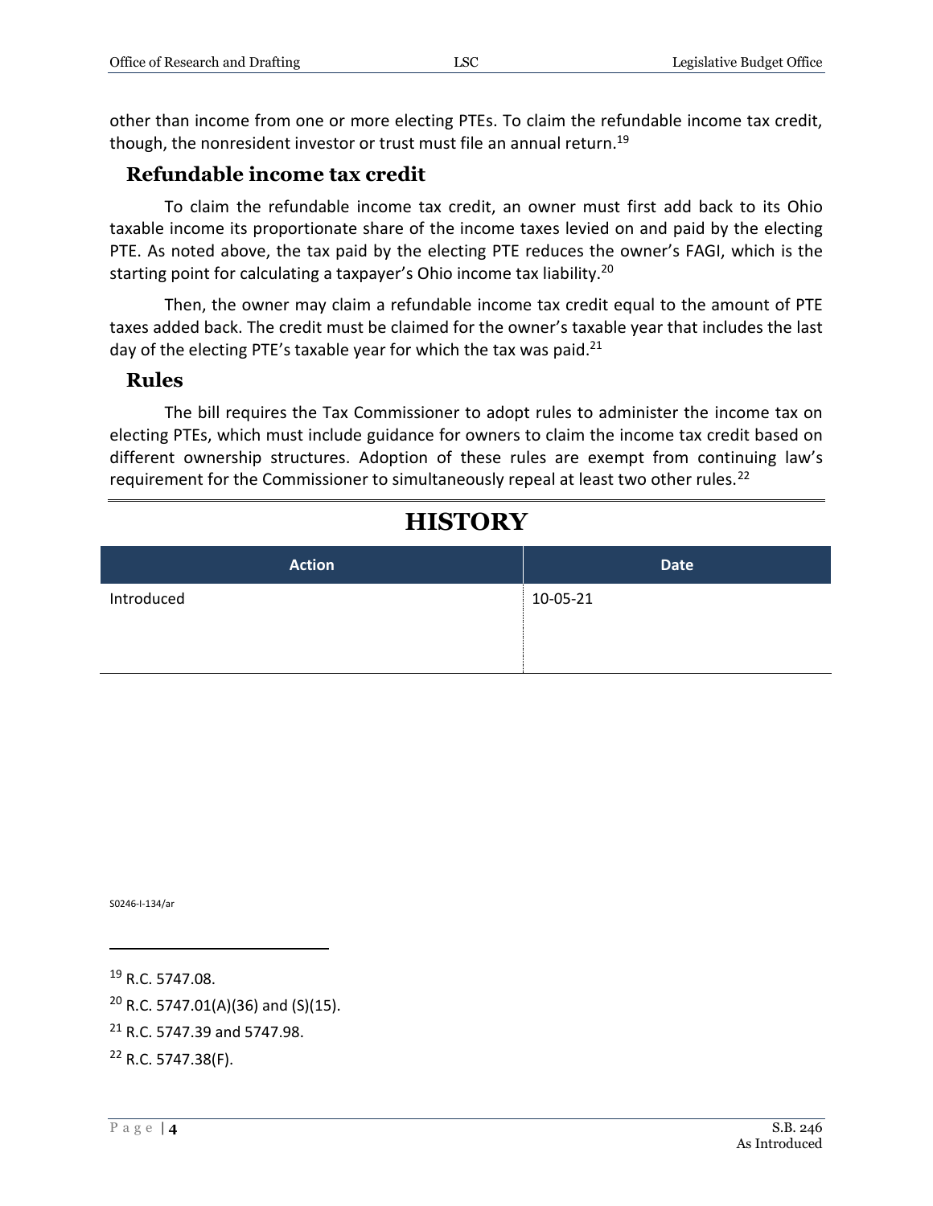other than income from one or more electing PTEs. To claim the refundable income tax credit, though, the nonresident investor or trust must file an annual return.[19]

### Refundable income tax credit

To claim the refundable income tax credit, an owner must first add back to its Ohio taxable income its proportionate share of the income taxes levied on and paid by the electing PTE. As noted above, the tax paid by the electing PTE reduces the owner's FAGI, which is the starting point for calculating a taxpayer's Ohio income tax liability.[20]

Then, the owner may claim a refundable income tax credit equal to the amount of PTE taxes added back. The credit must be claimed for the owner's taxable year that includes the last day of the electing PTE's taxable year for which the tax was paid.[21]

### Rules

The bill requires the Tax Commissioner to adopt rules to administer the income tax on electing PTEs, which must include guidance for owners to claim the income tax credit based on different ownership structures. Adoption of these rules are exempt from continuing law's requirement for the Commissioner to simultaneously repeal at least two other rules.[22]

## HISTORY

| Action | Date |
|---|---|
| Introduced | 10-05-21 |

S0246-I-134/ar

[19] R.C. 5747.08.

[20] R.C. 5747.01(A)(36) and (S)(15).

[21] R.C. 5747.39 and 5747.98.

[22] R.C. 5747.38(F).